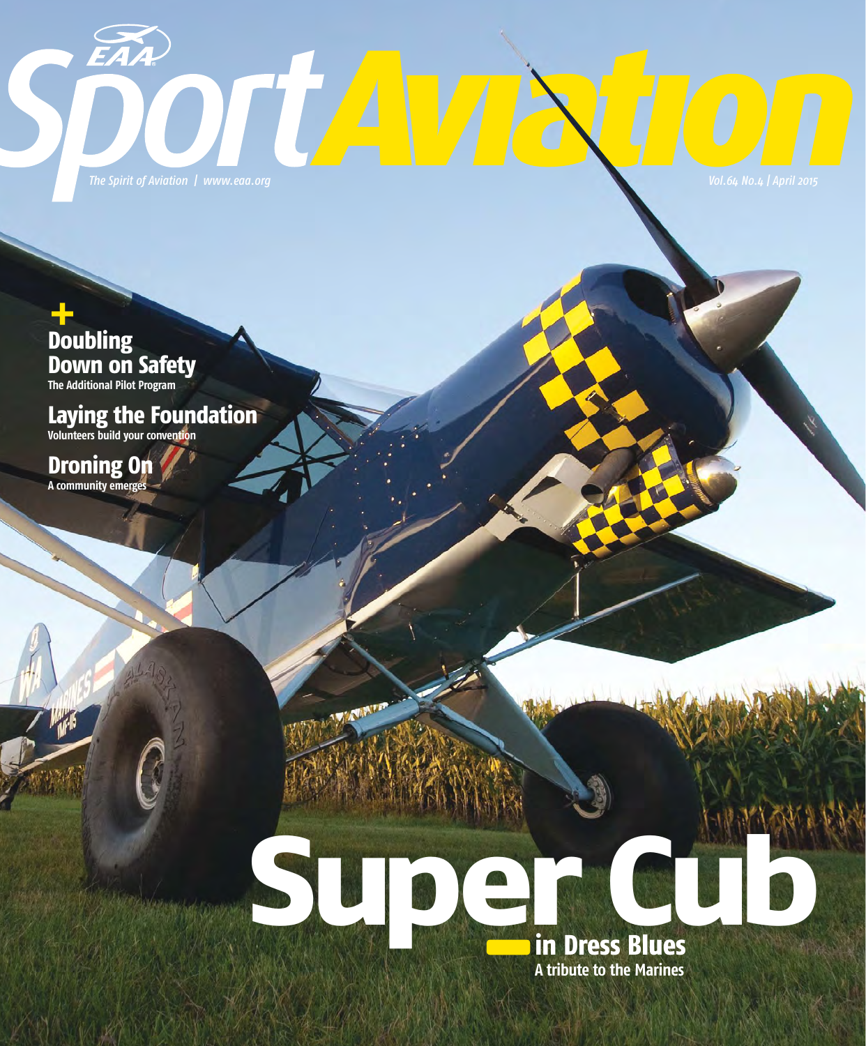# EAA Sport Aviation

The Spirit of Aviation | www.eaa.org

Vol.64 No.4 | April 2015

## + Doubling Down on Safety

The Additional Pilot Program

## Laying the Foundation

Volunteers build your convention

## Droning On

A community emerges

# Super Cub

## in Dress Blues

A tribute to the Marines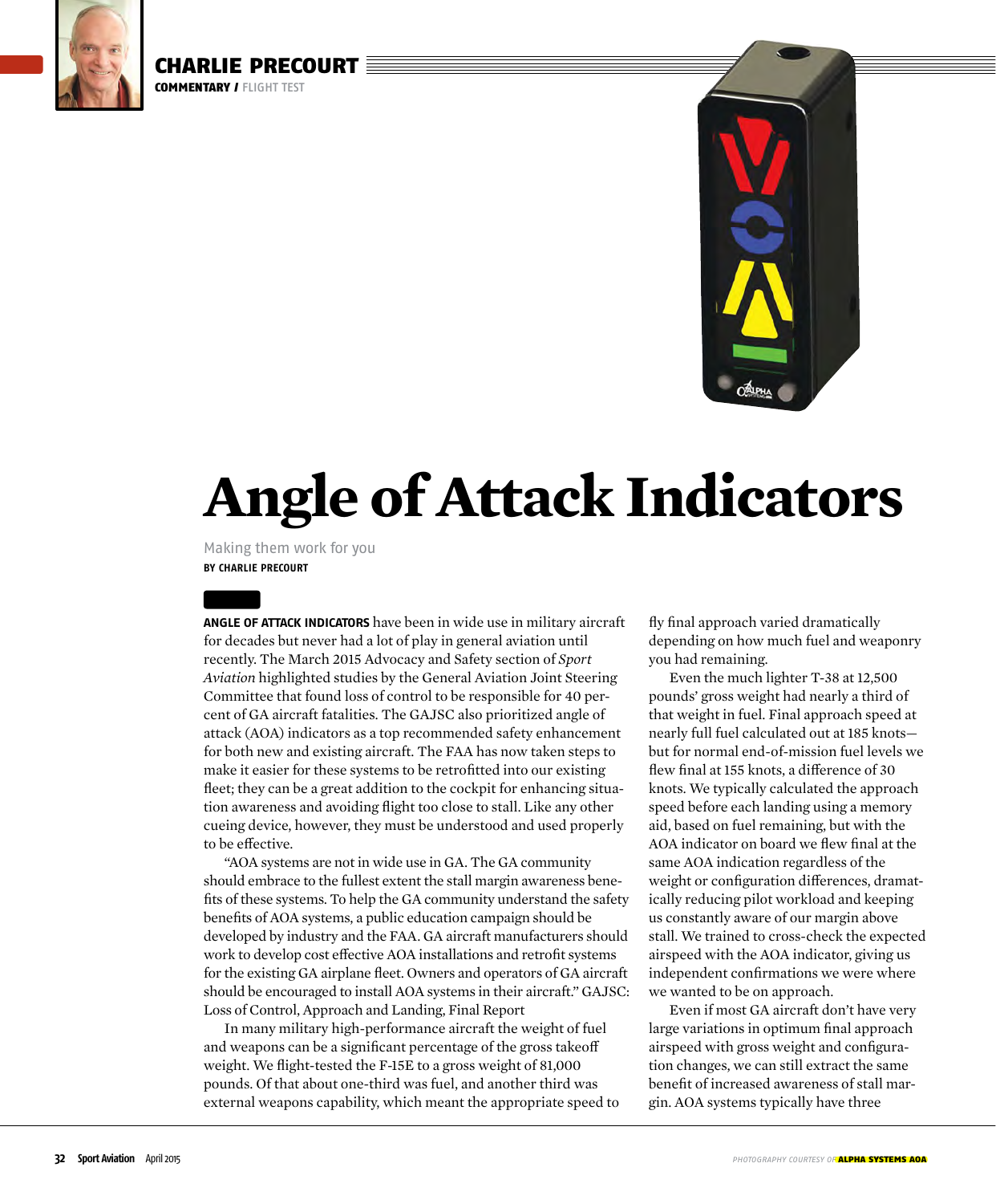# Angle of Attack Indicators

Making them work for you

**BY CHARLIE PRECOURT**

**ANGLE OF ATTACK INDICATORS** have been in wide use in military aircraft for decades but never had a lot of play in general aviation until recently. The March 2015 Advocacy and Safety section of *Sport Aviation* highlighted studies by the General Aviation Joint Steering Committee that found loss of control to be responsible for 40 percent of GA aircraft fatalities. The GAJSC also prioritized angle of attack (AOA) indicators as a top recommended safety enhancement for both new and existing aircraft. The FAA has now taken steps to make it easier for these systems to be retrofitted into our existing fleet; they can be a great addition to the cockpit for enhancing situation awareness and avoiding flight too close to stall. Like any other cueing device, however, they must be understood and used properly to be effective.

"AOA systems are not in wide use in GA. The GA community should embrace to the fullest extent the stall margin awareness benefits of these systems. To help the GA community understand the safety benefits of AOA systems, a public education campaign should be developed by industry and the FAA. GA aircraft manufacturers should work to develop cost effective AOA installations and retrofit systems for the existing GA airplane fleet. Owners and operators of GA aircraft should be encouraged to install AOA systems in their aircraft." GAJSC: Loss of Control, Approach and Landing, Final Report

In many military high-performance aircraft the weight of fuel and weapons can be a significant percentage of the gross takeoff weight. We flight-tested the F-15E to a gross weight of 81,000 pounds. Of that about one-third was fuel, and another third was external weapons capability, which meant the appropriate speed to fly final approach varied dramatically depending on how much fuel and weaponry you had remaining.

Even the much lighter T-38 at 12,500 pounds' gross weight had nearly a third of that weight in fuel. Final approach speed at nearly full fuel calculated out at 185 knots—but for normal end-of-mission fuel levels we flew final at 155 knots, a difference of 30 knots. We typically calculated the approach speed before each landing using a memory aid, based on fuel remaining, but with the AOA indicator on board we flew final at the same AOA indication regardless of the weight or configuration differences, dramatically reducing pilot workload and keeping us constantly aware of our margin above stall. We trained to cross-check the expected airspeed with the AOA indicator, giving us independent confirmations we were where we wanted to be on approach.

Even if most GA aircraft don't have very large variations in optimum final approach airspeed with gross weight and configuration changes, we can still extract the same benefit of increased awareness of stall margin. AOA systems typically have three

PHOTOGRAPHY COURTESY OF ALPHA SYSTEMS AOA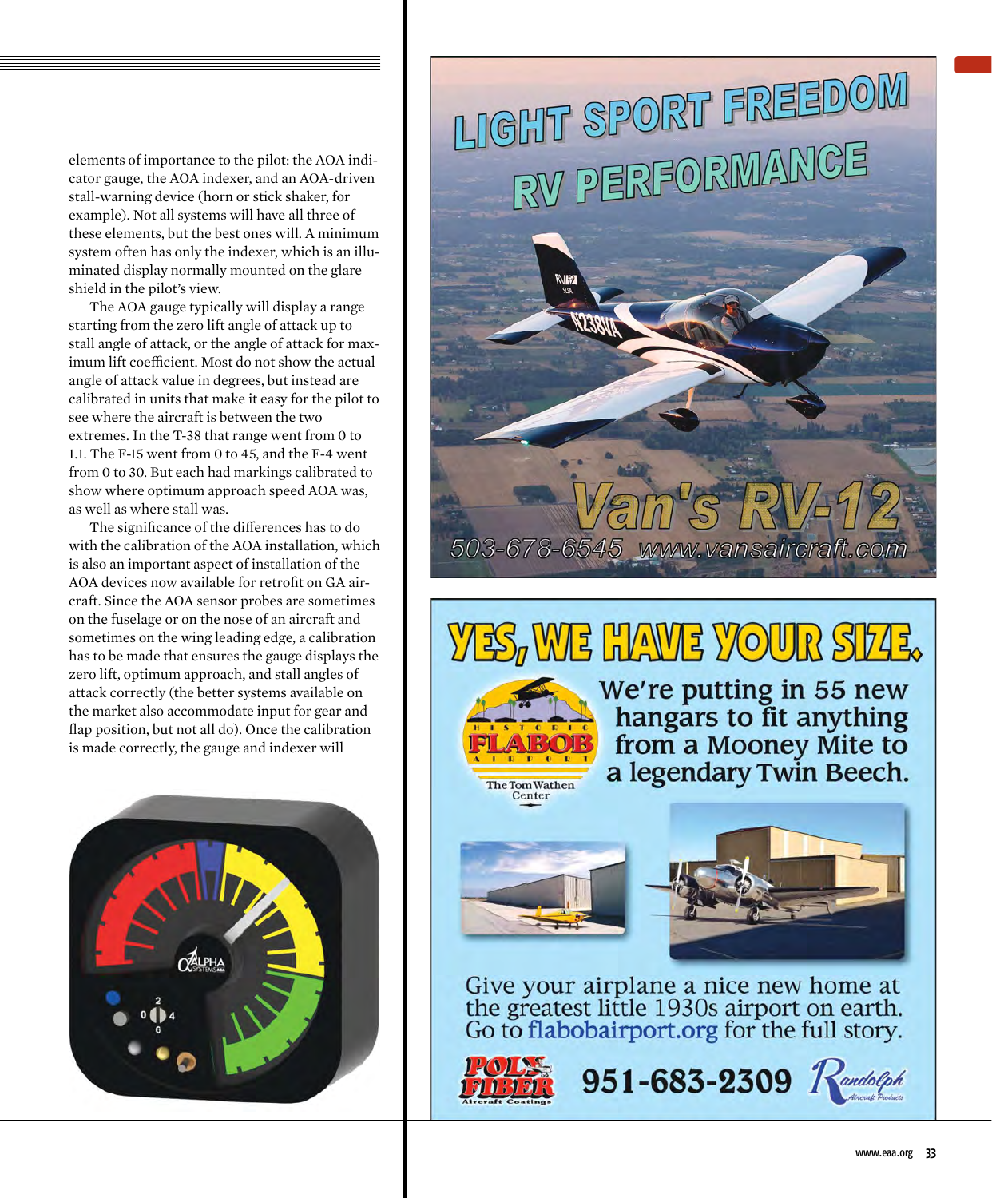elements of importance to the pilot: the AOA indicator gauge, the AOA indexer, and an AOA-driven stall-warning device (horn or stick shaker, for example). Not all systems will have all three of these elements, but the best ones will. A minimum system often has only the indexer, which is an illuminated display normally mounted on the glare shield in the pilot's view.

The AOA gauge typically will display a range starting from the zero lift angle of attack up to stall angle of attack, or the angle of attack for maximum lift coefficient. Most do not show the actual angle of attack value in degrees, but instead are calibrated in units that make it easy for the pilot to see where the aircraft is between the two extremes. In the T-38 that range went from 0 to 1.1. The F-15 went from 0 to 45, and the F-4 went from 0 to 30. But each had markings calibrated to show where optimum approach speed AOA was, as well as where stall was.

The significance of the differences has to do with the calibration of the AOA installation, which is also an important aspect of installation of the AOA devices now available for retrofit on GA aircraft. Since the AOA sensor probes are sometimes on the fuselage or on the nose of an aircraft and sometimes on the wing leading edge, a calibration has to be made that ensures the gauge displays the zero lift, optimum approach, and stall angles of attack correctly (the better systems available on the market also accommodate input for gear and flap position, but not all do). Once the calibration is made correctly, the gauge and indexer will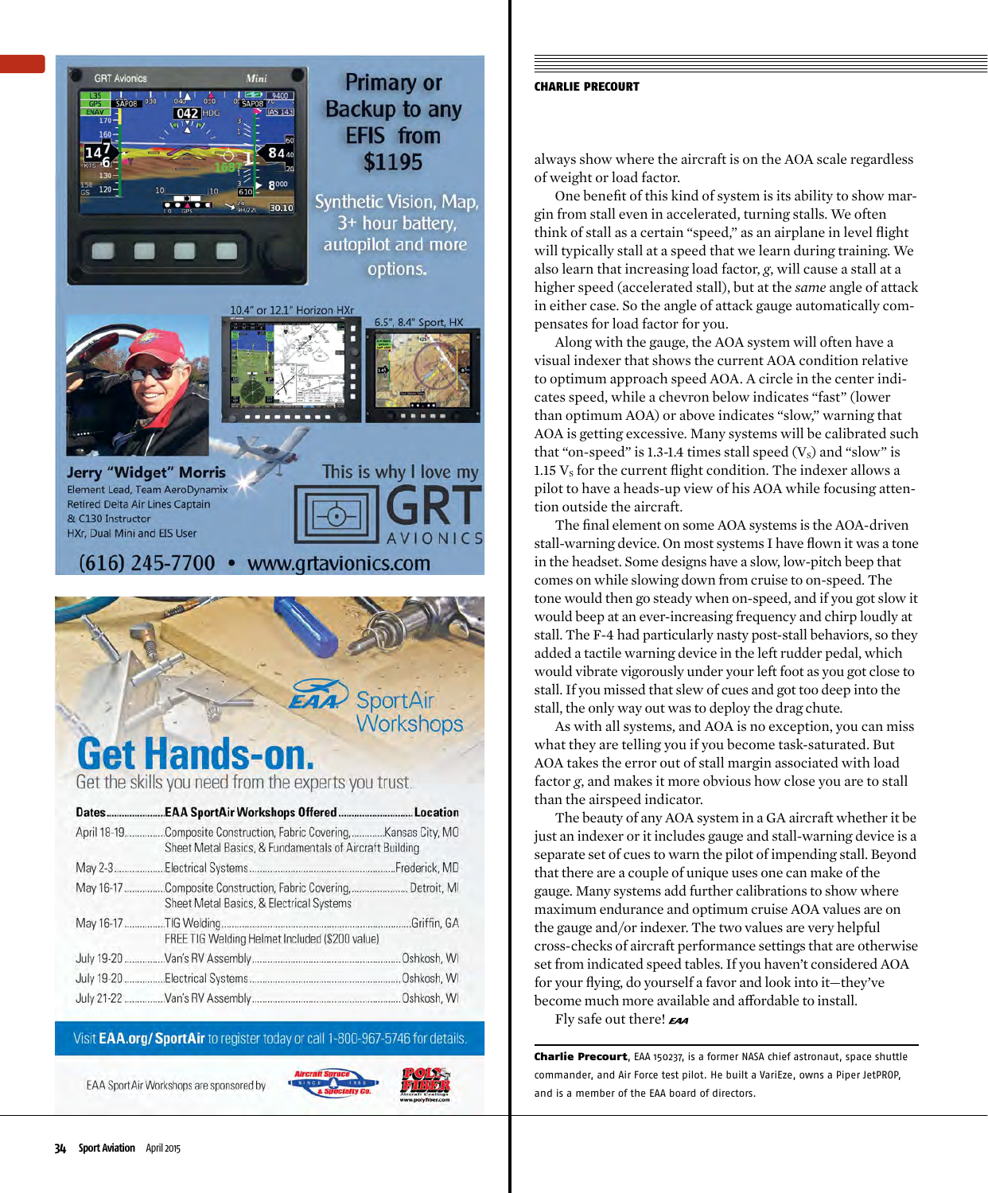always show where the aircraft is on the AOA scale regardless of weight or load factor.

One benefit of this kind of system is its ability to show margin from stall even in accelerated, turning stalls. We often think of stall as a certain "speed," as an airplane in level flight will typically stall at a speed that we learn during training. We also learn that increasing load factor, *g*, will cause a stall at a higher speed (accelerated stall), but at the *same* angle of attack in either case. So the angle of attack gauge automatically compensates for load factor for you.

Along with the gauge, the AOA system will often have a visual indexer that shows the current AOA condition relative to optimum approach speed AOA. A circle in the center indicates speed, while a chevron below indicates "fast" (lower than optimum AOA) or above indicates "slow," warning that AOA is getting excessive. Many systems will be calibrated such that "on-speed" is 1.3-1.4 times stall speed ($V_S$) and "slow" is 1.15 $V_S$ for the current flight condition. The indexer allows a pilot to have a heads-up view of his AOA while focusing attention outside the aircraft.

The final element on some AOA systems is the AOA-driven stall-warning device. On most systems I have flown it was a tone in the headset. Some designs have a slow, low-pitch beep that comes on while slowing down from cruise to on-speed. The tone would then go steady when on-speed, and if you got slow it would beep at an ever-increasing frequency and chirp loudly at stall. The F-4 had particularly nasty post-stall behaviors, so they added a tactile warning device in the left rudder pedal, which would vibrate vigorously under your left foot as you got closer to stall. If you missed that slew of cues and got too deep into the stall, the only way out was to deploy the drag chute.

As with all systems, and AOA is no exception, you can miss what they are telling you if you become task-saturated. But AOA takes the error out of stall margin associated with load factor *g*, and makes it more obvious how close you are to stall than the airspeed indicator.

The beauty of any AOA system in a GA aircraft whether it be just an indexer or it includes gauge and stall-warning device is a separate set of cues to warn the pilot of impending stall. Beyond that there are a couple of unique uses one can make of the gauge. Many systems add further calibrations to show where maximum endurance and optimum cruise AOA values are on the gauge and/or indexer. The two values are very helpful cross-checks of aircraft performance settings that are otherwise set from indicated speed tables. If you haven't considered AOA for your flying, do yourself a favor and look into it—they've become much more available and affordable to install.

Fly safe out there! EAA

**Charlie Precourt**, EAA 150237, is a former NASA chief astronaut, space shuttle commander, and Air Force test pilot. He built a VariEze, owns a Piper JetPROP, and is a member of the EAA board of directors.

---

GRT Avionics

Primary or Backup to any EFIS from $1195

Synthetic Vision, Map, 3+ hour battery, autopilot and more options.

10.4" or 12.1" Horizon HXr

6.5", 8.4" Sport, HX

**Jerry "Widget" Morris**
Element Lead, Team AeroDynamix
Retired Delta Air Lines Captain
& C130 Instructor
HXr, Dual Mini and EIS User

This is why I love my GRT AVIONICS

(616) 245-7700 • www.grtavionics.com

---

EAA SportAir Workshops

# Get Hands-on.

Get the skills you need from the experts you trust.

| Dates | EAA SportAir Workshops Offered | Location |
|---|---|---|
| April 18-19 | Composite Construction, Fabric Covering, Sheet Metal Basics, & Fundamentals of Aircraft Building | Kansas City, MO |
| May 2-3 | Electrical Systems | Frederick, MD |
| May 16-17 | Composite Construction, Fabric Covering, Sheet Metal Basics, & Electrical Systems | Detroit, MI |
| May 16-17 | TIG Welding FREE TIG Welding Helmet Included ($200 value) | Griffin, GA |
| July 19-20 | Van's RV Assembly | Oshkosh, WI |
| July 19-20 | Electrical Systems | Oshkosh, WI |
| July 21-22 | Van's RV Assembly | Oshkosh, WI |

Visit **EAA.org/SportAir** to register today or call 1-800-967-5746 for details.

EAA SportAir Workshops are sponsored by Aircraft Spruce & Specialty Co. and Poly-Fiber